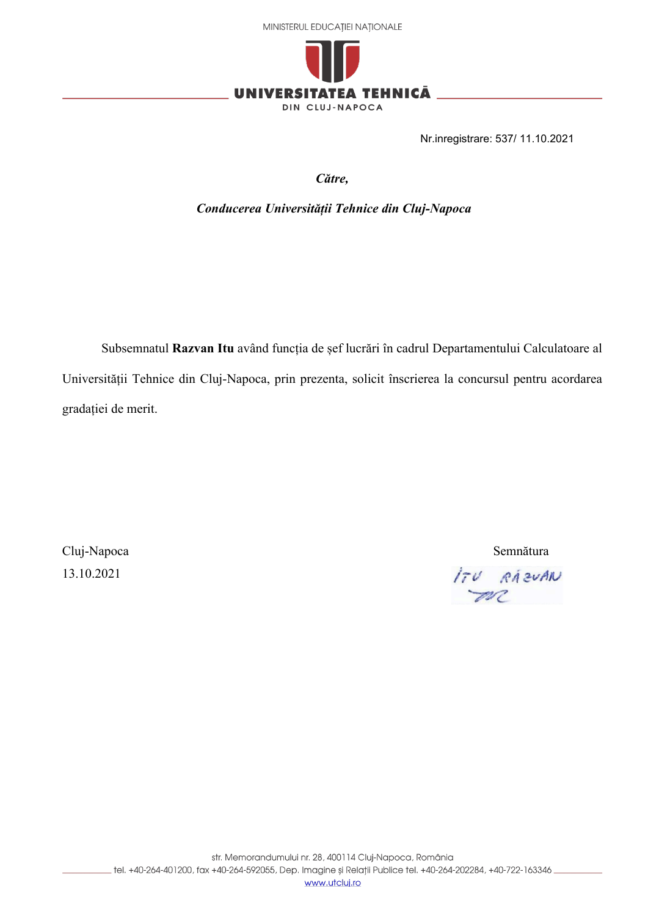MINISTERUL EDUCAȚIEI NAȚIONALE

**UNIVERSITATEA TEHNICĂ**
**DIN CLUJ-NAPOCA**

Nr.inregistrare: 537/ 11.10.2021

***Către,***

***Conducerea Universității Tehnice din Cluj-Napoca***

Subsemnatul **Razvan Itu** având funcția de șef lucrări în cadrul Departamentului Calculatoare al Universității Tehnice din Cluj-Napoca, prin prezenta, solicit înscrierea la concursul pentru acordarea gradației de merit.

Cluj-Napoca
13.10.2021

Semnătura

ITU RĂZVAN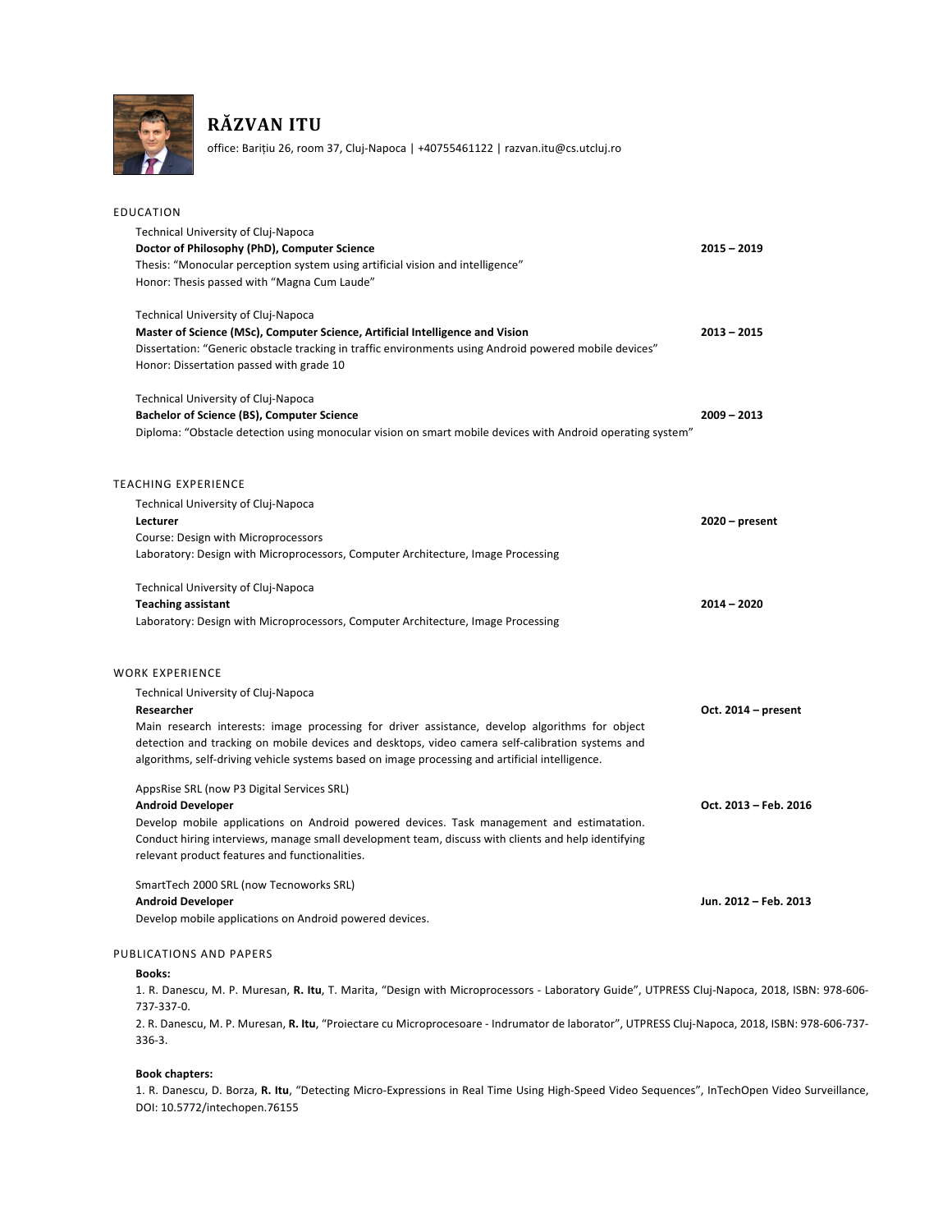# RĂZVAN ITU

office: Barițiu 26, room 37, Cluj-Napoca | +40755461122 | razvan.itu@cs.utcluj.ro

## EDUCATION

Technical University of Cluj-Napoca
**Doctor of Philosophy (PhD), Computer Science** — **2015 – 2019**
Thesis: "Monocular perception system using artificial vision and intelligence"
Honor: Thesis passed with "Magna Cum Laude"

Technical University of Cluj-Napoca
**Master of Science (MSc), Computer Science, Artificial Intelligence and Vision** — **2013 – 2015**
Dissertation: "Generic obstacle tracking in traffic environments using Android powered mobile devices"
Honor: Dissertation passed with grade 10

Technical University of Cluj-Napoca
**Bachelor of Science (BS), Computer Science** — **2009 – 2013**
Diploma: "Obstacle detection using monocular vision on smart mobile devices with Android operating system"

## TEACHING EXPERIENCE

Technical University of Cluj-Napoca
**Lecturer** — **2020 – present**
Course: Design with Microprocessors
Laboratory: Design with Microprocessors, Computer Architecture, Image Processing

Technical University of Cluj-Napoca
**Teaching assistant** — **2014 – 2020**
Laboratory: Design with Microprocessors, Computer Architecture, Image Processing

## WORK EXPERIENCE

Technical University of Cluj-Napoca
**Researcher** — **Oct. 2014 – present**
Main research interests: image processing for driver assistance, develop algorithms for object detection and tracking on mobile devices and desktops, video camera self-calibration systems and algorithms, self-driving vehicle systems based on image processing and artificial intelligence.

AppsRise SRL (now P3 Digital Services SRL)
**Android Developer** — **Oct. 2013 – Feb. 2016**
Develop mobile applications on Android powered devices. Task management and estimatation. Conduct hiring interviews, manage small development team, discuss with clients and help identifying relevant product features and functionalities.

SmartTech 2000 SRL (now Tecnoworks SRL)
**Android Developer** — **Jun. 2012 – Feb. 2013**
Develop mobile applications on Android powered devices.

## PUBLICATIONS AND PAPERS

**Books:**

1. R. Danescu, M. P. Muresan, **R. Itu**, T. Marita, "Design with Microprocessors - Laboratory Guide", UTPRESS Cluj-Napoca, 2018, ISBN: 978-606-737-337-0.
2. R. Danescu, M. P. Muresan, **R. Itu**, "Proiectare cu Microprocesoare - Indrumator de laborator", UTPRESS Cluj-Napoca, 2018, ISBN: 978-606-737-336-3.

**Book chapters:**

1. R. Danescu, D. Borza, **R. Itu**, "Detecting Micro-Expressions in Real Time Using High-Speed Video Sequences", InTechOpen Video Surveillance, DOI: 10.5772/intechopen.76155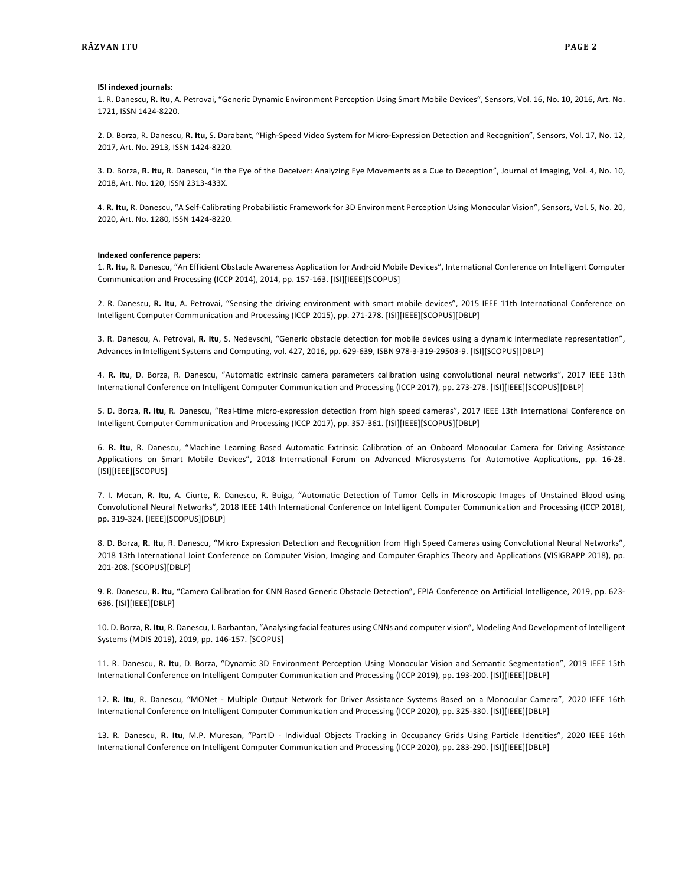**ISI indexed journals:**

1. R. Danescu, **R. Itu**, A. Petrovai, “Generic Dynamic Environment Perception Using Smart Mobile Devices”, Sensors, Vol. 16, No. 10, 2016, Art. No. 1721, ISSN 1424-8220.

2. D. Borza, R. Danescu, **R. Itu**, S. Darabant, “High-Speed Video System for Micro-Expression Detection and Recognition”, Sensors, Vol. 17, No. 12, 2017, Art. No. 2913, ISSN 1424-8220.

3. D. Borza, **R. Itu**, R. Danescu, “In the Eye of the Deceiver: Analyzing Eye Movements as a Cue to Deception”, Journal of Imaging, Vol. 4, No. 10, 2018, Art. No. 120, ISSN 2313-433X.

4. **R. Itu**, R. Danescu, “A Self-Calibrating Probabilistic Framework for 3D Environment Perception Using Monocular Vision”, Sensors, Vol. 5, No. 20, 2020, Art. No. 1280, ISSN 1424-8220.

**Indexed conference papers:**

1. **R. Itu**, R. Danescu, “An Efficient Obstacle Awareness Application for Android Mobile Devices”, International Conference on Intelligent Computer Communication and Processing (ICCP 2014), 2014, pp. 157-163. [ISI][IEEE][SCOPUS]

2. R. Danescu, **R. Itu**, A. Petrovai, “Sensing the driving environment with smart mobile devices”, 2015 IEEE 11th International Conference on Intelligent Computer Communication and Processing (ICCP 2015), pp. 271-278. [ISI][IEEE][SCOPUS][DBLP]

3. R. Danescu, A. Petrovai, **R. Itu**, S. Nedevschi, “Generic obstacle detection for mobile devices using a dynamic intermediate representation”, Advances in Intelligent Systems and Computing, vol. 427, 2016, pp. 629-639, ISBN 978-3-319-29503-9. [ISI][SCOPUS][DBLP]

4. **R. Itu**, D. Borza, R. Danescu, “Automatic extrinsic camera parameters calibration using convolutional neural networks”, 2017 IEEE 13th International Conference on Intelligent Computer Communication and Processing (ICCP 2017), pp. 273-278. [ISI][IEEE][SCOPUS][DBLP]

5. D. Borza, **R. Itu**, R. Danescu, “Real-time micro-expression detection from high speed cameras”, 2017 IEEE 13th International Conference on Intelligent Computer Communication and Processing (ICCP 2017), pp. 357-361. [ISI][IEEE][SCOPUS][DBLP]

6. **R. Itu**, R. Danescu, “Machine Learning Based Automatic Extrinsic Calibration of an Onboard Monocular Camera for Driving Assistance Applications on Smart Mobile Devices”, 2018 International Forum on Advanced Microsystems for Automotive Applications, pp. 16-28. [ISI][IEEE][SCOPUS]

7. I. Mocan, **R. Itu**, A. Ciurte, R. Danescu, R. Buiga, “Automatic Detection of Tumor Cells in Microscopic Images of Unstained Blood using Convolutional Neural Networks”, 2018 IEEE 14th International Conference on Intelligent Computer Communication and Processing (ICCP 2018), pp. 319-324. [IEEE][SCOPUS][DBLP]

8. D. Borza, **R. Itu**, R. Danescu, “Micro Expression Detection and Recognition from High Speed Cameras using Convolutional Neural Networks”, 2018 13th International Joint Conference on Computer Vision, Imaging and Computer Graphics Theory and Applications (VISIGRAPP 2018), pp. 201-208. [SCOPUS][DBLP]

9. R. Danescu, **R. Itu**, “Camera Calibration for CNN Based Generic Obstacle Detection”, EPIA Conference on Artificial Intelligence, 2019, pp. 623-636. [ISI][IEEE][DBLP]

10. D. Borza, **R. Itu**, R. Danescu, I. Barbantan, “Analysing facial features using CNNs and computer vision”, Modeling And Development of Intelligent Systems (MDIS 2019), 2019, pp. 146-157. [SCOPUS]

11. R. Danescu, **R. Itu**, D. Borza, “Dynamic 3D Environment Perception Using Monocular Vision and Semantic Segmentation”, 2019 IEEE 15th International Conference on Intelligent Computer Communication and Processing (ICCP 2019), pp. 193-200. [ISI][IEEE][DBLP]

12. **R. Itu**, R. Danescu, “MONet - Multiple Output Network for Driver Assistance Systems Based on a Monocular Camera”, 2020 IEEE 16th International Conference on Intelligent Computer Communication and Processing (ICCP 2020), pp. 325-330. [ISI][IEEE][DBLP]

13. R. Danescu, **R. Itu**, M.P. Muresan, “PartID - Individual Objects Tracking in Occupancy Grids Using Particle Identities”, 2020 IEEE 16th International Conference on Intelligent Computer Communication and Processing (ICCP 2020), pp. 283-290. [ISI][IEEE][DBLP]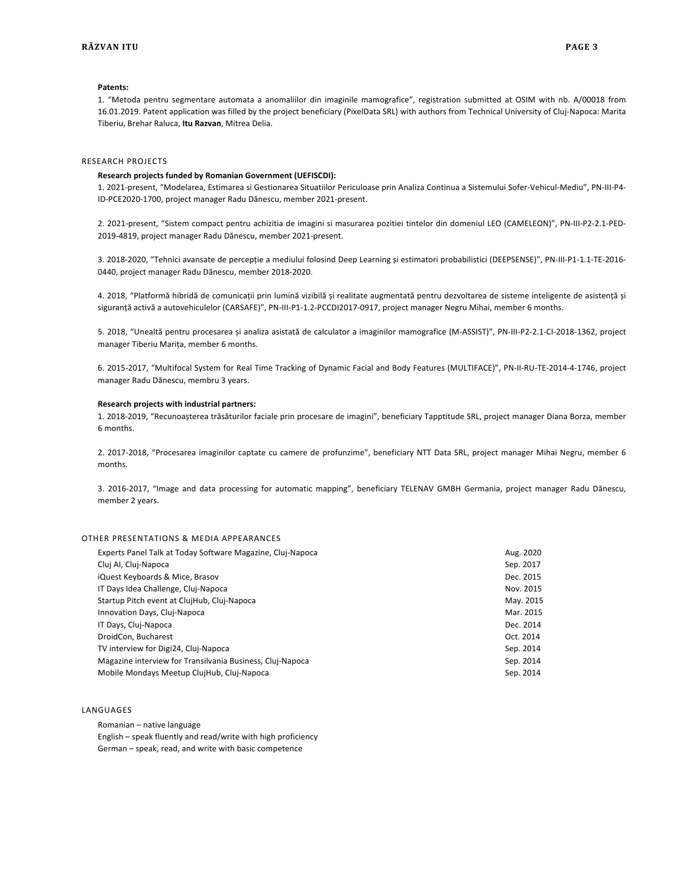**Patents:**

1. "Metoda pentru segmentare automata a anomaliilor din imaginile mamografice", registration submitted at OSIM with nb. A/00018 from 16.01.2019. Patent application was filled by the project beneficiary (PixelData SRL) with authors from Technical University of Cluj-Napoca: Marita Tiberiu, Brehar Raluca, **Itu Razvan**, Mitrea Delia.

## RESEARCH PROJECTS

**Research projects funded by Romanian Government (UEFISCDI):**

1. 2021-present, "Modelarea, Estimarea si Gestionarea Situatiilor Periculoase prin Analiza Continua a Sistemului Sofer-Vehicul-Mediu", PN-III-P4-ID-PCE2020-1700, project manager Radu Dănescu, member 2021-present.

2. 2021-present, "Sistem compact pentru achizitia de imagini si masurarea pozitiei tintelor din domeniul LEO (CAMELEON)", PN-III-P2-2.1-PED-2019-4819, project manager Radu Dănescu, member 2021-present.

3. 2018-2020, "Tehnici avansate de percepție a mediului folosind Deep Learning și estimatori probabilistici (DEEPSENSE)", PN-III-P1-1.1-TE-2016-0440, project manager Radu Dănescu, member 2018-2020.

4. 2018, "Platformă hibridă de comunicații prin lumină vizibilă și realitate augmentată pentru dezvoltarea de sisteme inteligente de asistență și siguranță activă a autovehiculelor (CARSAFE)", PN-III-P1-1.2-PCCDI2017-0917, project manager Negru Mihai, member 6 months.

5. 2018, "Unealtă pentru procesarea și analiza asistată de calculator a imaginilor mamografice (M-ASSIST)", PN-III-P2-2.1-CI-2018-1362, project manager Tiberiu Marița, member 6 months.

6. 2015-2017, "Multifocal System for Real Time Tracking of Dynamic Facial and Body Features (MULTIFACE)", PN-II-RU-TE-2014-4-1746, project manager Radu Dănescu, membru 3 years.

**Research projects with industrial partners:**

1. 2018-2019, "Recunoașterea trăsăturilor faciale prin procesare de imagini", beneficiary Tapptitude SRL, project manager Diana Borza, member 6 months.

2. 2017-2018, "Procesarea imaginilor captate cu camere de profunzime", beneficiary NTT Data SRL, project manager Mihai Negru, member 6 months.

3. 2016-2017, "Image and data processing for automatic mapping", beneficiary TELENAV GMBH Germania, project manager Radu Dănescu, member 2 years.

## OTHER PRESENTATIONS & MEDIA APPEARANCES

| | |
|---|---|
| Experts Panel Talk at Today Software Magazine, Cluj-Napoca | Aug. 2020 |
| Cluj AI, Cluj-Napoca | Sep. 2017 |
| iQuest Keyboards & Mice, Brasov | Dec. 2015 |
| IT Days Idea Challenge, Cluj-Napoca | Nov. 2015 |
| Startup Pitch event at ClujHub, Cluj-Napoca | May. 2015 |
| Innovation Days, Cluj-Napoca | Mar. 2015 |
| IT Days, Cluj-Napoca | Dec. 2014 |
| DroidCon, Bucharest | Oct. 2014 |
| TV interview for Digi24, Cluj-Napoca | Sep. 2014 |
| Magazine interview for Transilvania Business, Cluj-Napoca | Sep. 2014 |
| Mobile Mondays Meetup ClujHub, Cluj-Napoca | Sep. 2014 |

## LANGUAGES

Romanian – native language
English – speak fluently and read/write with high proficiency
German – speak, read, and write with basic competence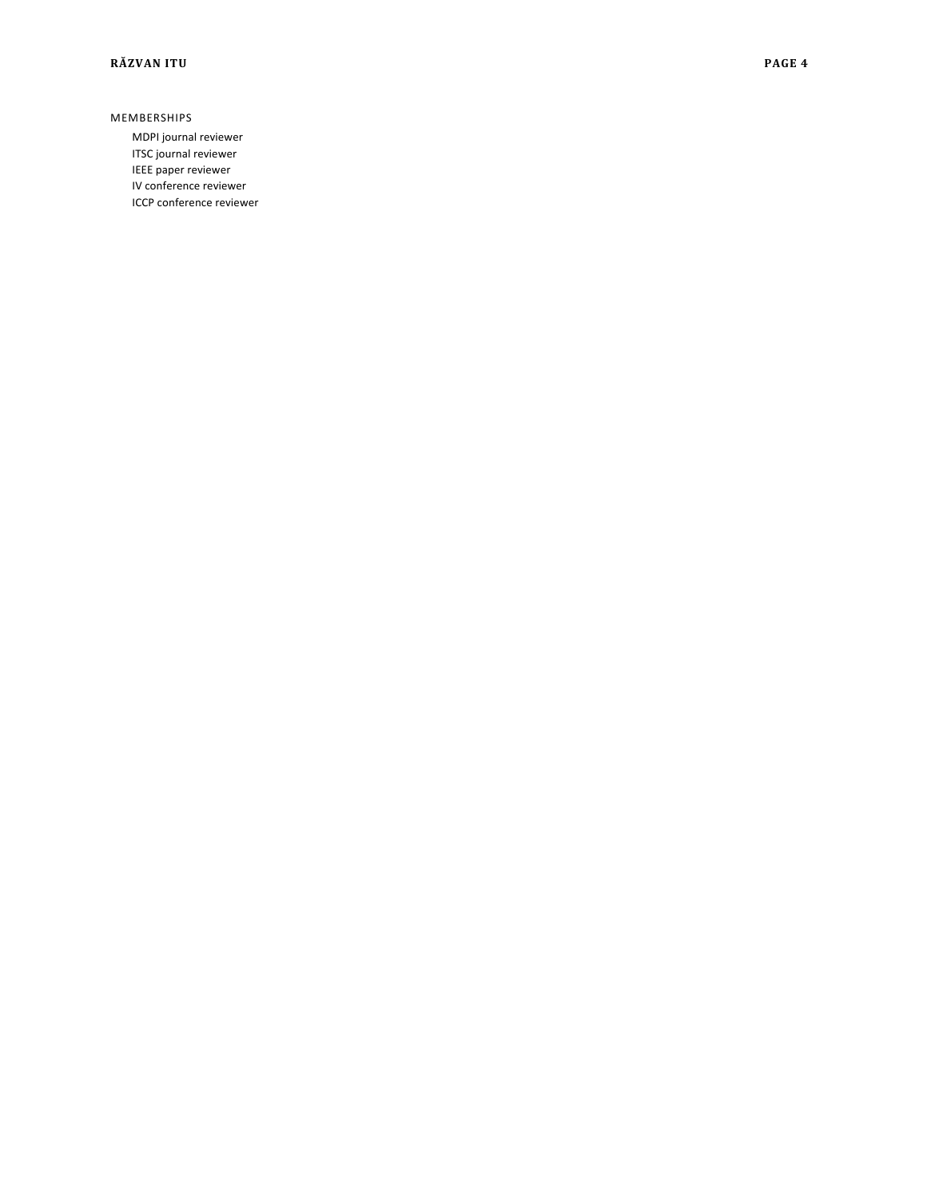## MEMBERSHIPS

- MDPI journal reviewer
- ITSC journal reviewer
- IEEE paper reviewer
- IV conference reviewer
- ICCP conference reviewer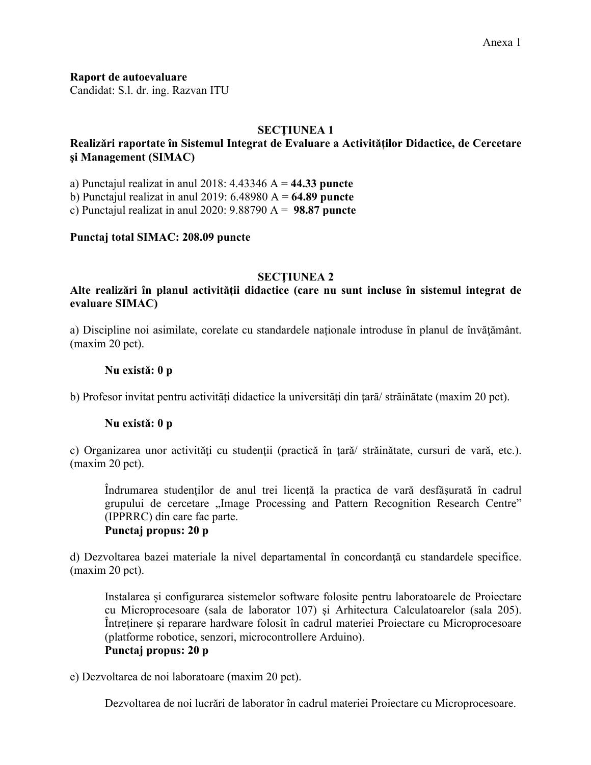Anexa 1

**Raport de autoevaluare**
Candidat: S.l. dr. ing. Razvan ITU

## SECȚIUNEA 1
## Realizări raportate în Sistemul Integrat de Evaluare a Activităților Didactice, de Cercetare şi Management (SIMAC)

a) Punctajul realizat in anul 2018: 4.43346 A = **44.33 puncte**
b) Punctajul realizat in anul 2019: 6.48980 A = **64.89 puncte**
c) Punctajul realizat in anul 2020: 9.88790 A = **98.87 puncte**

**Punctaj total SIMAC: 208.09 puncte**

## SECȚIUNEA 2
## Alte realizări în planul activității didactice (care nu sunt incluse în sistemul integrat de evaluare SIMAC)

a) Discipline noi asimilate, corelate cu standardele naționale introduse în planul de învăţământ. (maxim 20 pct).

> **Nu există: 0 p**

b) Profesor invitat pentru activităţi didactice la universităţi din ţară/ străinătate (maxim 20 pct).

> **Nu există: 0 p**

c) Organizarea unor activităţi cu studenţii (practică în ţară/ străinătate, cursuri de vară, etc.). (maxim 20 pct).

> Îndrumarea studenților de anul trei licență la practica de vară desfășurată în cadrul grupului de cercetare „Image Processing and Pattern Recognition Research Centre" (IPPRRC) din care fac parte.
> **Punctaj propus: 20 p**

d) Dezvoltarea bazei materiale la nivel departamental în concordanţă cu standardele specifice. (maxim 20 pct).

> Instalarea și configurarea sistemelor software folosite pentru laboratoarele de Proiectare cu Microprocesoare (sala de laborator 107) și Arhitectura Calculatoarelor (sala 205). Întreținere și reparare hardware folosit în cadrul materiei Proiectare cu Microprocesoare (platforme robotice, senzori, microcontrollere Arduino).
> **Punctaj propus: 20 p**

e) Dezvoltarea de noi laboratoare (maxim 20 pct).

> Dezvoltarea de noi lucrări de laborator în cadrul materiei Proiectare cu Microprocesoare.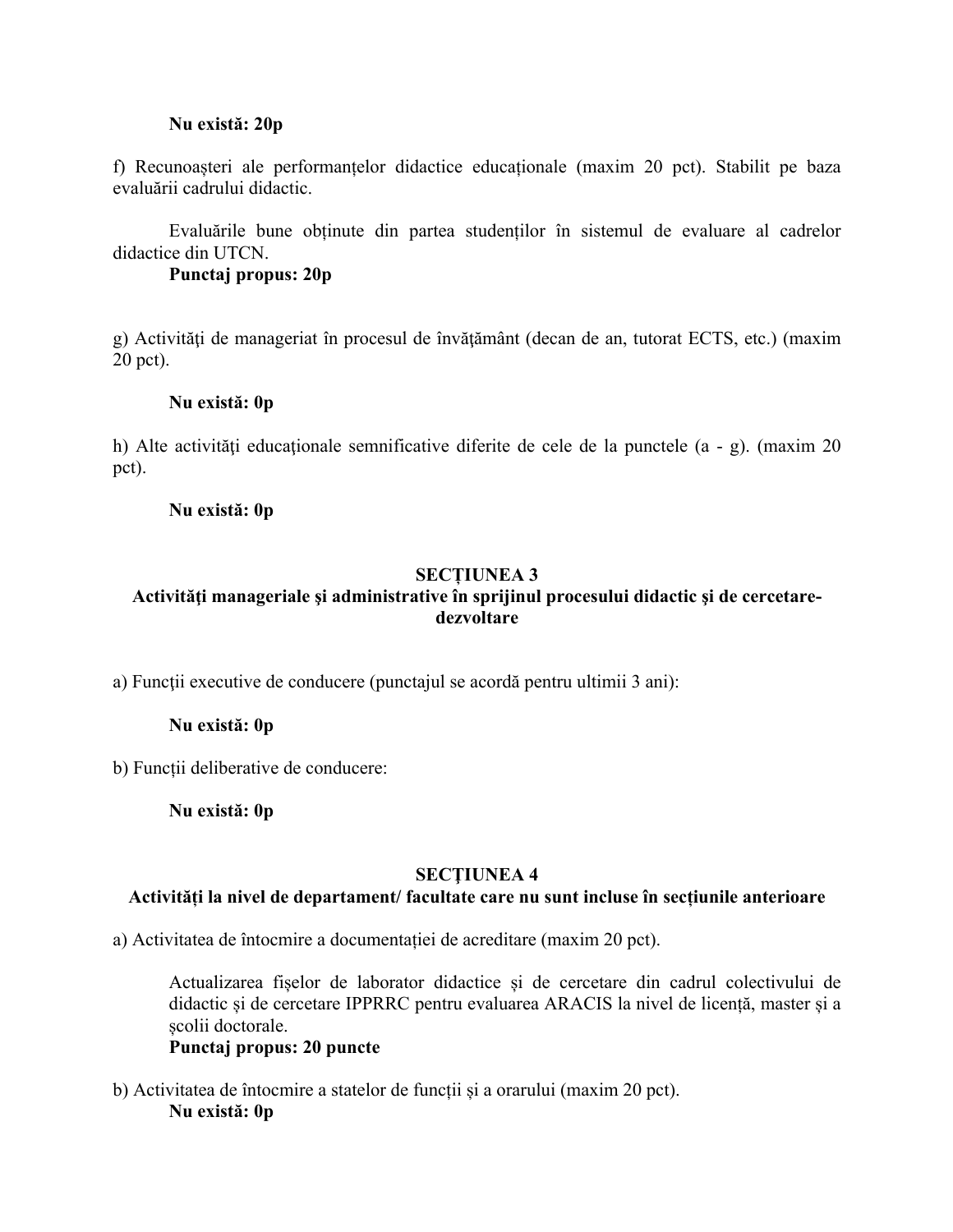**Nu există: 20p**

f) Recunoașteri ale performanțelor didactice educaționale (maxim 20 pct). Stabilit pe baza evaluării cadrului didactic.

Evaluările bune obținute din partea studenților în sistemul de evaluare al cadrelor didactice din UTCN.
**Punctaj propus: 20p**

g) Activităţi de manageriat în procesul de învăţământ (decan de an, tutorat ECTS, etc.) (maxim 20 pct).

**Nu există: 0p**

h) Alte activităţi educaţionale semnificative diferite de cele de la punctele (a - g). (maxim 20 pct).

**Nu există: 0p**

## SECȚIUNEA 3
## Activităţi manageriale şi administrative în sprijinul procesului didactic şi de cercetare-dezvoltare

a) Funcţii executive de conducere (punctajul se acordă pentru ultimii 3 ani):

**Nu există: 0p**

b) Funcții deliberative de conducere:

**Nu există: 0p**

## SECȚIUNEA 4
## Activităţi la nivel de departament/ facultate care nu sunt incluse în secţiunile anterioare

a) Activitatea de întocmire a documentației de acreditare (maxim 20 pct).

Actualizarea fișelor de laborator didactice și de cercetare din cadrul colectivului de didactic și de cercetare IPPRRC pentru evaluarea ARACIS la nivel de licență, master și a școlii doctorale.
**Punctaj propus: 20 puncte**

b) Activitatea de întocmire a statelor de funcții și a orarului (maxim 20 pct).
**Nu există: 0p**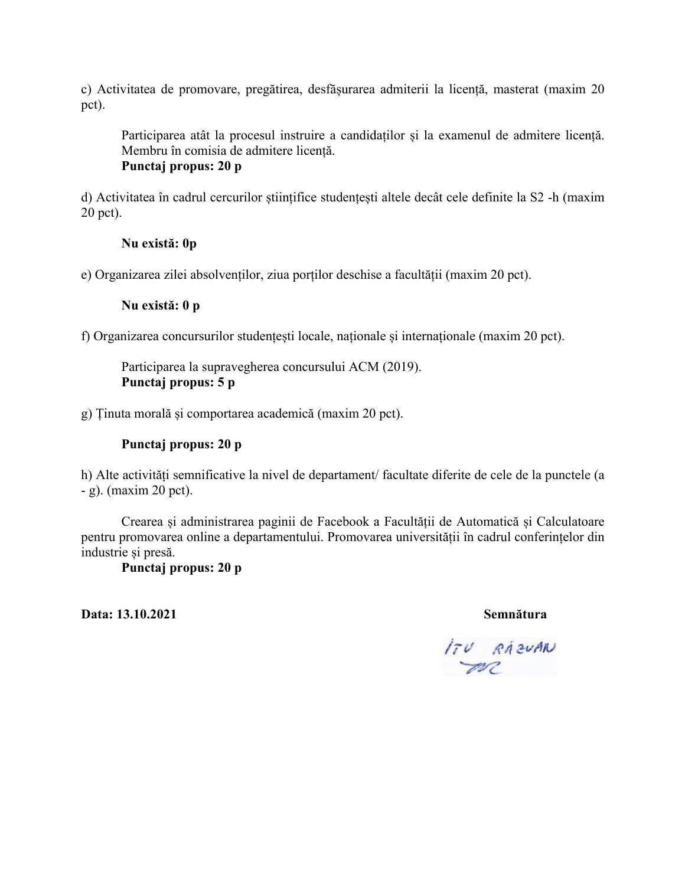c) Activitatea de promovare, pregătirea, desfășurarea admiterii la licență, masterat (maxim 20 pct).

Participarea atât la procesul instruire a candidaților și la examenul de admitere licență. Membru în comisia de admitere licență.
**Punctaj propus: 20 p**

d) Activitatea în cadrul cercurilor științifice studențești altele decât cele definite la S2 -h (maxim 20 pct).

**Nu există: 0p**

e) Organizarea zilei absolvenților, ziua porților deschise a facultății (maxim 20 pct).

**Nu există: 0 p**

f) Organizarea concursurilor studențești locale, naționale și internaționale (maxim 20 pct).

Participarea la supravegherea concursului ACM (2019).
**Punctaj propus: 5 p**

g) Ținuta morală și comportarea academică (maxim 20 pct).

**Punctaj propus: 20 p**

h) Alte activități semnificative la nivel de departament/ facultate diferite de cele de la punctele (a - g). (maxim 20 pct).

Crearea și administrarea paginii de Facebook a Facultății de Automatică și Calculatoare pentru promovarea online a departamentului. Promovarea universității în cadrul conferințelor din industrie și presă.
**Punctaj propus: 20 p**

**Data: 13.10.2021** **Semnătura**

ÎTU RĂZVAN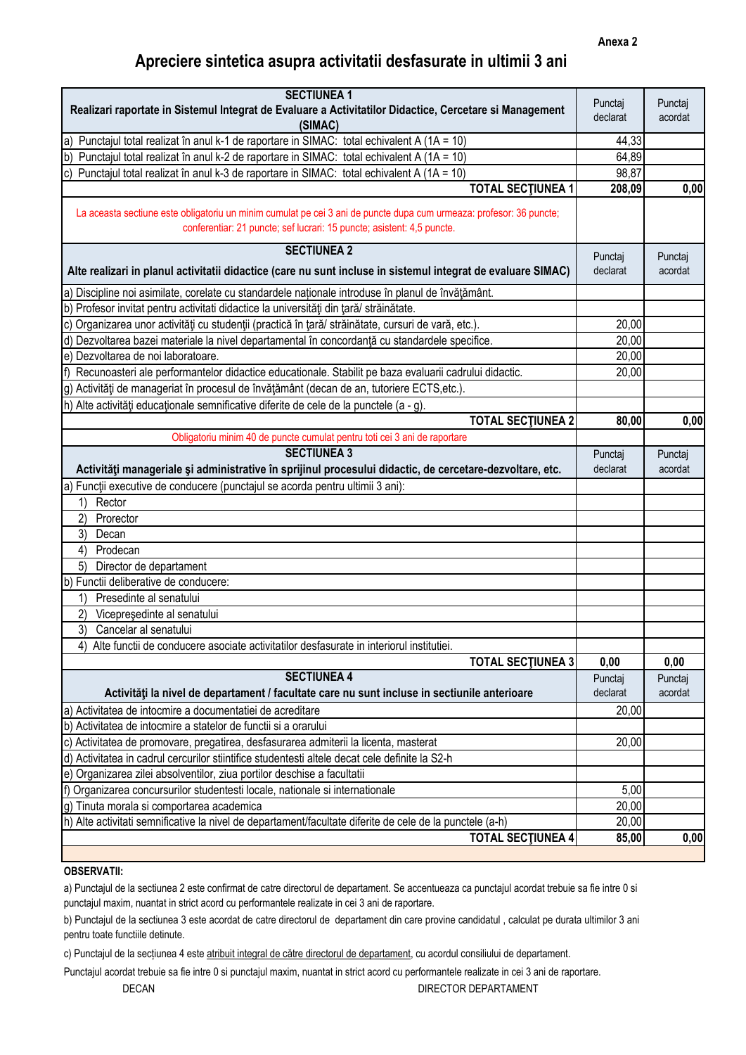Anexa 2

# Apreciere sintetica asupra activitatii desfasurate in ultimii 3 ani

| SECTIUNEA 1<br>Realizari raportate in Sistemul Integrat de Evaluare a Activitatilor Didactice, Cercetare si Management (SIMAC) | Punctaj declarat | Punctaj acordat |
|---|---|---|
| a) Punctajul total realizat în anul k-1 de raportare in SIMAC: total echivalent A (1A = 10) | 44,33 | |
| b) Punctajul total realizat în anul k-2 de raportare in SIMAC: total echivalent A (1A = 10) | 64,89 | |
| c) Punctajul total realizat în anul k-3 de raportare in SIMAC: total echivalent A (1A = 10) | 98,87 | |
| **TOTAL SECȚIUNEA 1** | **208,09** | **0,00** |
| La aceasta sectiune este obligatoriu un minim cumulat pe cei 3 ani de puncte dupa cum urmeaza: profesor: 36 puncte; conferentiar: 21 puncte; sef lucrari: 15 puncte; asistent: 4,5 puncte. | | |
| **SECTIUNEA 2**<br>**Alte realizari in planul activitatii didactice (care nu sunt incluse in sistemul integrat de evaluare SIMAC)** | Punctaj declarat | Punctaj acordat |
| a) Discipline noi asimilate, corelate cu standardele naționale introduse în planul de învăţământ. | | |
| b) Profesor invitat pentru activitati didactice la universităţi din ţară/ străinătate. | | |
| c) Organizarea unor activităţi cu studenţii (practică în ţară/ străinătate, cursuri de vară, etc.). | 20,00 | |
| d) Dezvoltarea bazei materiale la nivel departamental în concordanţă cu standardele specifice. | 20,00 | |
| e) Dezvoltarea de noi laboratoare. | 20,00 | |
| f) Recunoasteri ale performantelor didactice educationale. Stabilit pe baza evaluarii cadrului didactic. | 20,00 | |
| g) Activităţi de manageriat în procesul de învăţământ (decan de an, tutoriere ECTS,etc.). | | |
| h) Alte activităţi educaţionale semnificative diferite de cele de la punctele (a - g). | | |
| **TOTAL SECȚIUNEA 2** | **80,00** | **0,00** |
| Obligatoriu minim 40 de puncte cumulat pentru toti cei 3 ani de raportare | | |
| **SECTIUNEA 3**<br>**Activităţi manageriale şi administrative în sprijinul procesului didactic, de cercetare-dezvoltare, etc.** | Punctaj declarat | Punctaj acordat |
| a) Funcţii executive de conducere (punctajul se acorda pentru ultimii 3 ani): | | |
| 1) Rector | | |
| 2) Prorector | | |
| 3) Decan | | |
| 4) Prodecan | | |
| 5) Director de departament | | |
| b) Functii deliberative de conducere: | | |
| 1) Presedinte al senatului | | |
| 2) Vicepreşedinte al senatului | | |
| 3) Cancelar al senatului | | |
| 4) Alte functii de conducere asociate activitatilor desfasurate in interiorul institutiei. | | |
| **TOTAL SECȚIUNEA 3** | **0,00** | **0,00** |
| **SECTIUNEA 4**<br>**Activităţi la nivel de departament / facultate care nu sunt incluse in sectiunile anterioare** | Punctaj declarat | Punctaj acordat |
| a) Activitatea de intocmire a documentatiei de acreditare | 20,00 | |
| b) Activitatea de intocmire a statelor de functii si a orarului | | |
| c) Activitatea de promovare, pregatirea, desfasurarea admiterii la licenta, masterat | 20,00 | |
| d) Activitatea in cadrul cercurilor stiintifice studentesti altele decat cele definite la S2-h | | |
| e) Organizarea zilei absolventilor, ziua portilor deschise a facultatii | | |
| f) Organizarea concursurilor studentesti locale, nationale si internationale | 5,00 | |
| g) Tinuta morala si comportarea academica | 20,00 | |
| h) Alte activitati semnificative la nivel de departament/facultate diferite de cele de la punctele (a-h) | 20,00 | |
| **TOTAL SECȚIUNEA 4** | **85,00** | **0,00** |

**OBSERVATII:**

a) Punctajul de la sectiunea 2 este confirmat de catre directorul de departament. Se accentueaza ca punctajul acordat trebuie sa fie intre 0 si punctajul maxim, nuantat in strict acord cu performantele realizate in cei 3 ani de raportare.

b) Punctajul de la sectiunea 3 este acordat de catre directorul de departament din care provine candidatul , calculat pe durata ultimilor 3 ani pentru toate functiile detinute.

c) Punctajul de la secțiunea 4 este atribuit integral de către directorul de departament, cu acordul consiliului de departament.

Punctajul acordat trebuie sa fie intre 0 si punctajul maxim, nuantat in strict acord cu performantele realizate in cei 3 ani de raportare.

DECAN DIRECTOR DEPARTAMENT